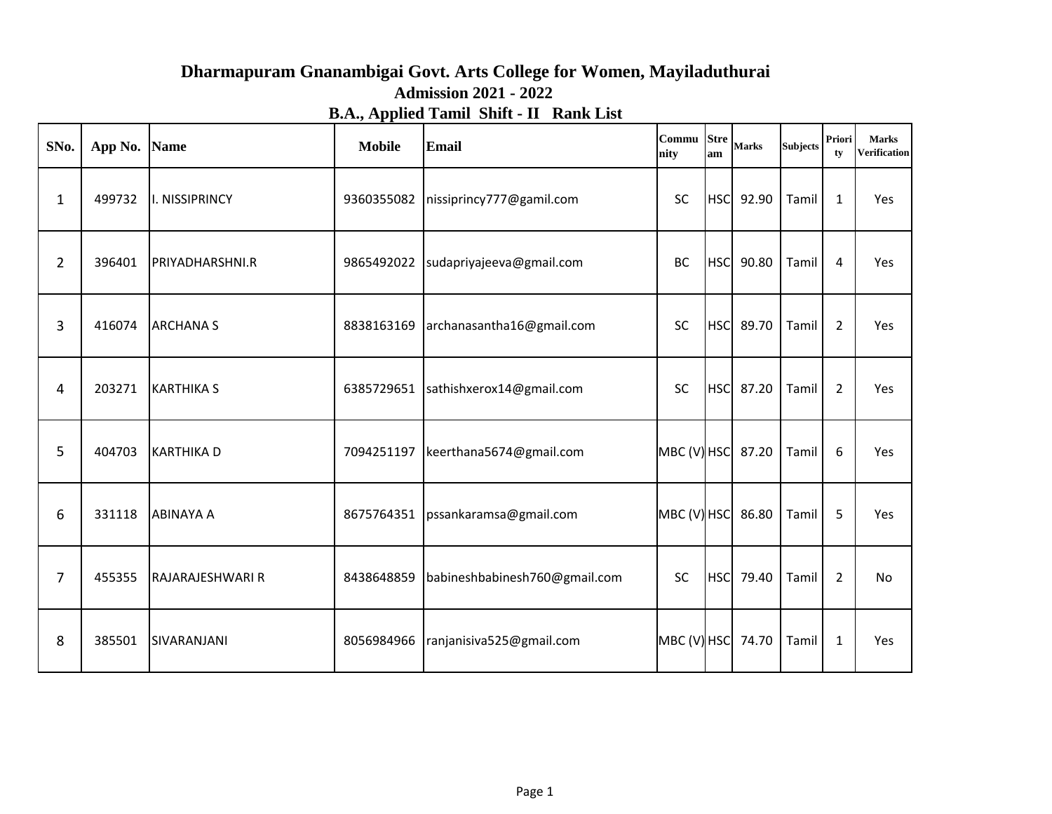# Dharmapuram Gnanambigai Govt. Arts College for Women, Mayiladuthurai

## Admission 2021 - 2022

### B.A., Applied Tamil Shift - II Rank List

| SNo. | App No. | Name | Mobile | Email | Community | Stream | Marks | Subjects | Priority | Marks Verification |
|---|---|---|---|---|---|---|---|---|---|---|
| 1 | 499732 | I. NISSIPRINCY | 9360355082 | nissiprincy777@gamil.com | SC | HSC | 92.90 | Tamil | 1 | Yes |
| 2 | 396401 | PRIYADHARSHNI.R | 9865492022 | sudapriyajeeva@gmail.com | BC | HSC | 90.80 | Tamil | 4 | Yes |
| 3 | 416074 | ARCHANA S | 8838163169 | archanasantha16@gmail.com | SC | HSC | 89.70 | Tamil | 2 | Yes |
| 4 | 203271 | KARTHIKA S | 6385729651 | sathishxerox14@gmail.com | SC | HSC | 87.20 | Tamil | 2 | Yes |
| 5 | 404703 | KARTHIKA D | 7094251197 | keerthana5674@gmail.com | MBC (V) | HSC | 87.20 | Tamil | 6 | Yes |
| 6 | 331118 | ABINAYA A | 8675764351 | pssankaramsa@gmail.com | MBC (V) | HSC | 86.80 | Tamil | 5 | Yes |
| 7 | 455355 | RAJARAJESHWARI R | 8438648859 | babineshbabinesh760@gmail.com | SC | HSC | 79.40 | Tamil | 2 | No |
| 8 | 385501 | SIVARANJANI | 8056984966 | ranjanisiva525@gmail.com | MBC (V) | HSC | 74.70 | Tamil | 1 | Yes |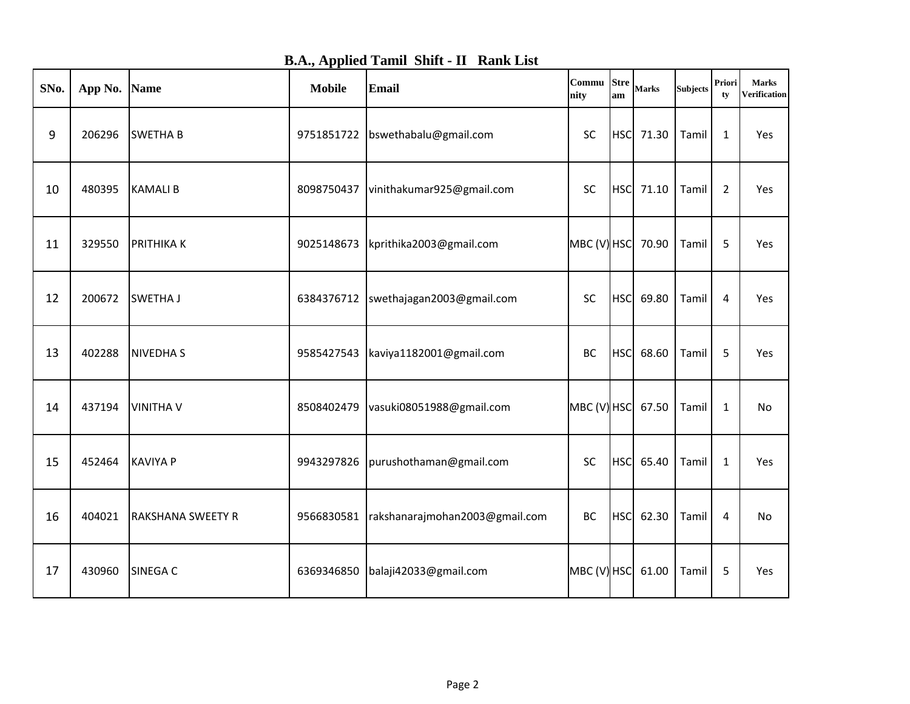## B.A., Applied Tamil Shift - II Rank List

| SNo. | App No. | Name | Mobile | Email | Community | Stream | Marks | Subjects | Priority | Marks Verification |
|---|---|---|---|---|---|---|---|---|---|---|
| 9 | 206296 | SWETHA B | 9751851722 | bswethabalu@gmail.com | SC | HSC | 71.30 | Tamil | 1 | Yes |
| 10 | 480395 | KAMALI B | 8098750437 | vinithakumar925@gmail.com | SC | HSC | 71.10 | Tamil | 2 | Yes |
| 11 | 329550 | PRITHIKA K | 9025148673 | kprithika2003@gmail.com | MBC (V) | HSC | 70.90 | Tamil | 5 | Yes |
| 12 | 200672 | SWETHA J | 6384376712 | swethajagan2003@gmail.com | SC | HSC | 69.80 | Tamil | 4 | Yes |
| 13 | 402288 | NIVEDHA S | 9585427543 | kaviya1182001@gmail.com | BC | HSC | 68.60 | Tamil | 5 | Yes |
| 14 | 437194 | VINITHA V | 8508402479 | vasuki08051988@gmail.com | MBC (V) | HSC | 67.50 | Tamil | 1 | No |
| 15 | 452464 | KAVIYA P | 9943297826 | purushothaman@gmail.com | SC | HSC | 65.40 | Tamil | 1 | Yes |
| 16 | 404021 | RAKSHANA SWEETY R | 9566830581 | rakshanarajmohan2003@gmail.com | BC | HSC | 62.30 | Tamil | 4 | No |
| 17 | 430960 | SINEGA C | 6369346850 | balaji42033@gmail.com | MBC (V) | HSC | 61.00 | Tamil | 5 | Yes |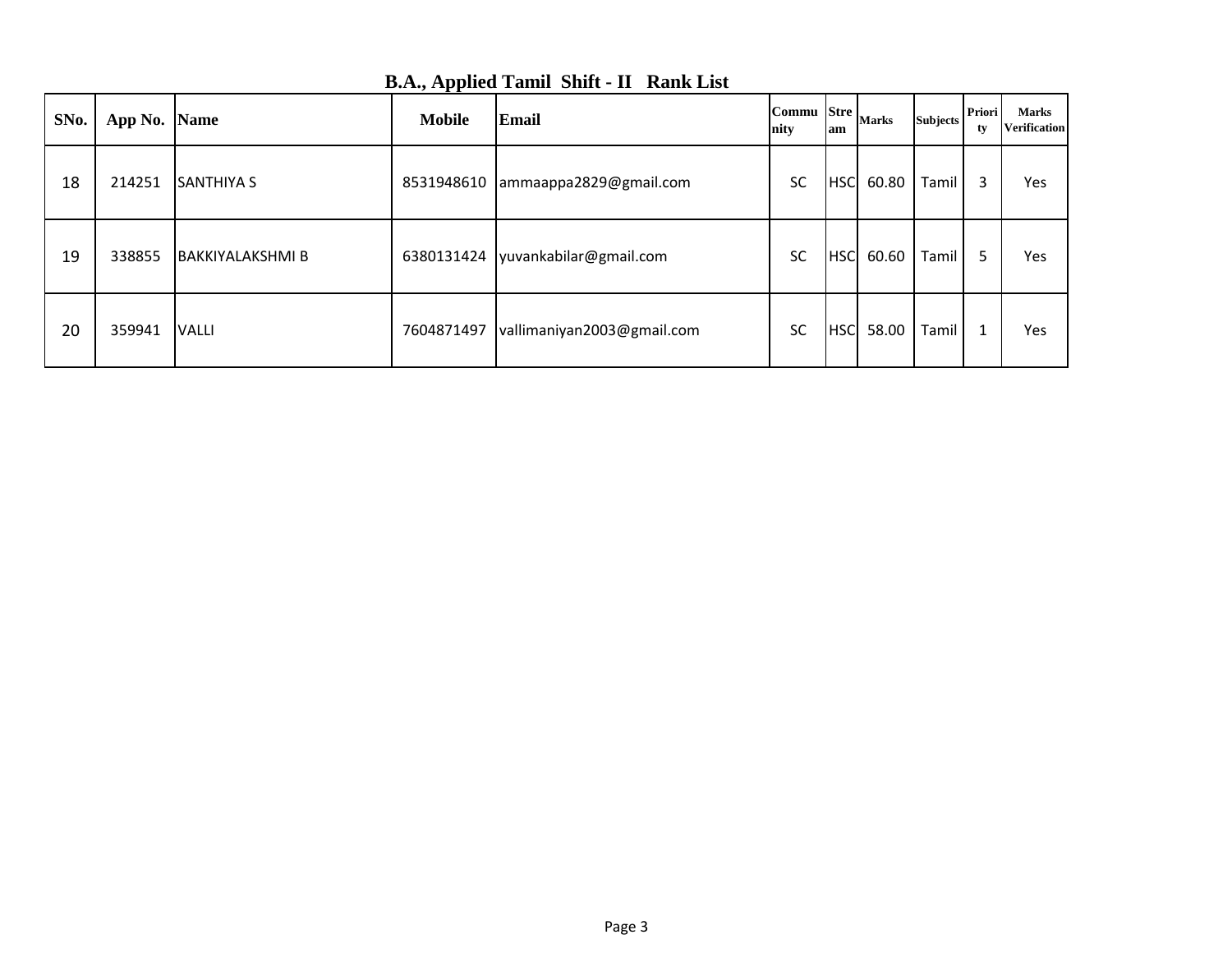## B.A., Applied Tamil Shift - II Rank List

| SNo. | App No. | Name | Mobile | Email | Community | Stream | Marks | Subjects | Priority | Marks Verification |
|---|---|---|---|---|---|---|---|---|---|---|
| 18 | 214251 | SANTHIYA S | 8531948610 | ammaappa2829@gmail.com | SC | HSC | 60.80 | Tamil | 3 | Yes |
| 19 | 338855 | BAKKIYALAKSHMI B | 6380131424 | yuvankabilar@gmail.com | SC | HSC | 60.60 | Tamil | 5 | Yes |
| 20 | 359941 | VALLI | 7604871497 | vallimaniyan2003@gmail.com | SC | HSC | 58.00 | Tamil | 1 | Yes |